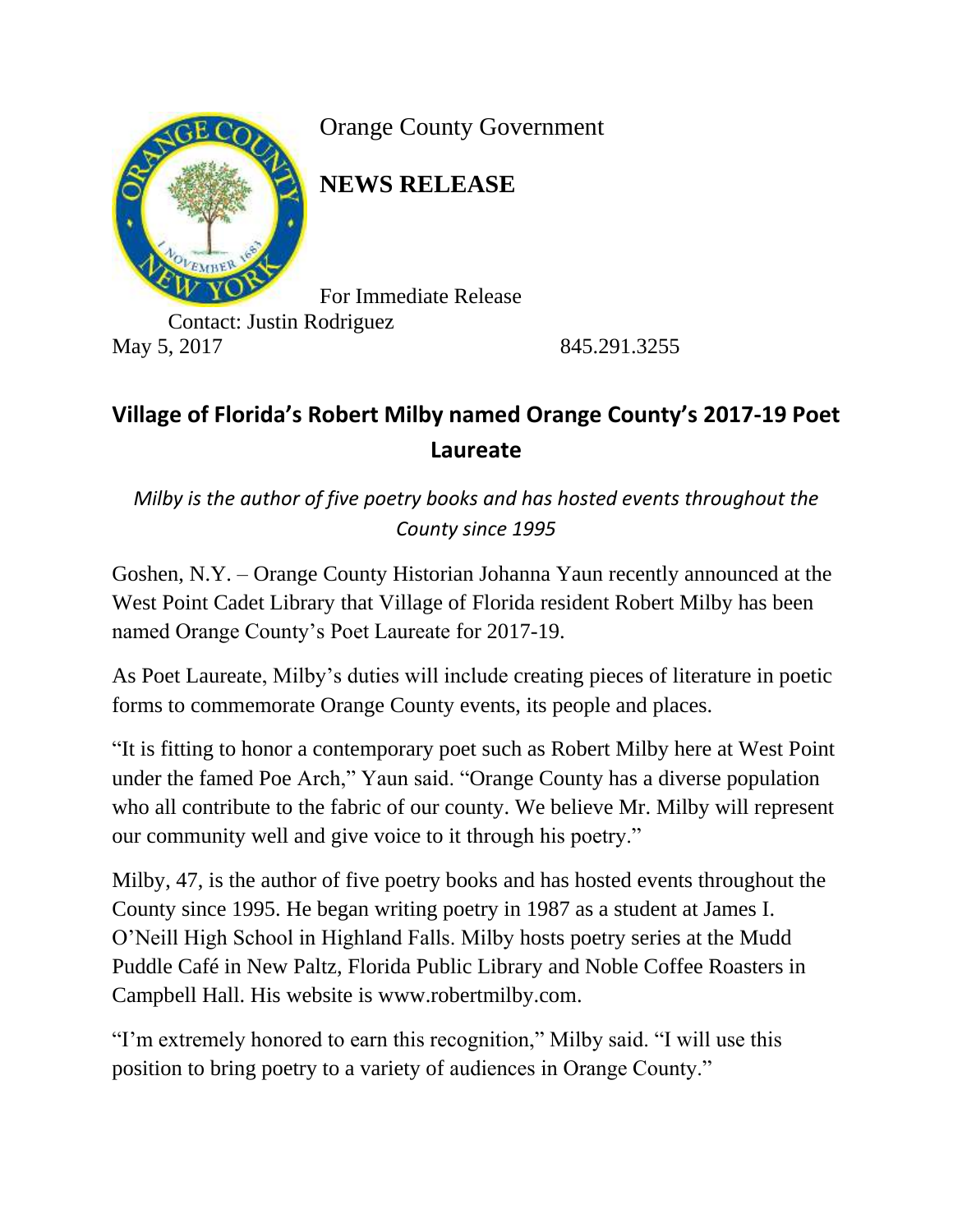Orange County Government

**NEWS RELEASE**

For Immediate Release
Contact: Justin Rodriguez
May 5, 2017 845.291.3255

## Village of Florida's Robert Milby named Orange County's 2017-19 Poet Laureate

*Milby is the author of five poetry books and has hosted events throughout the County since 1995*

Goshen, N.Y. – Orange County Historian Johanna Yaun recently announced at the West Point Cadet Library that Village of Florida resident Robert Milby has been named Orange County's Poet Laureate for 2017-19.

As Poet Laureate, Milby's duties will include creating pieces of literature in poetic forms to commemorate Orange County events, its people and places.

"It is fitting to honor a contemporary poet such as Robert Milby here at West Point under the famed Poe Arch," Yaun said. "Orange County has a diverse population who all contribute to the fabric of our county. We believe Mr. Milby will represent our community well and give voice to it through his poetry."

Milby, 47, is the author of five poetry books and has hosted events throughout the County since 1995. He began writing poetry in 1987 as a student at James I. O'Neill High School in Highland Falls. Milby hosts poetry series at the Mudd Puddle Café in New Paltz, Florida Public Library and Noble Coffee Roasters in Campbell Hall. His website is www.robertmilby.com.

"I'm extremely honored to earn this recognition," Milby said. "I will use this position to bring poetry to a variety of audiences in Orange County."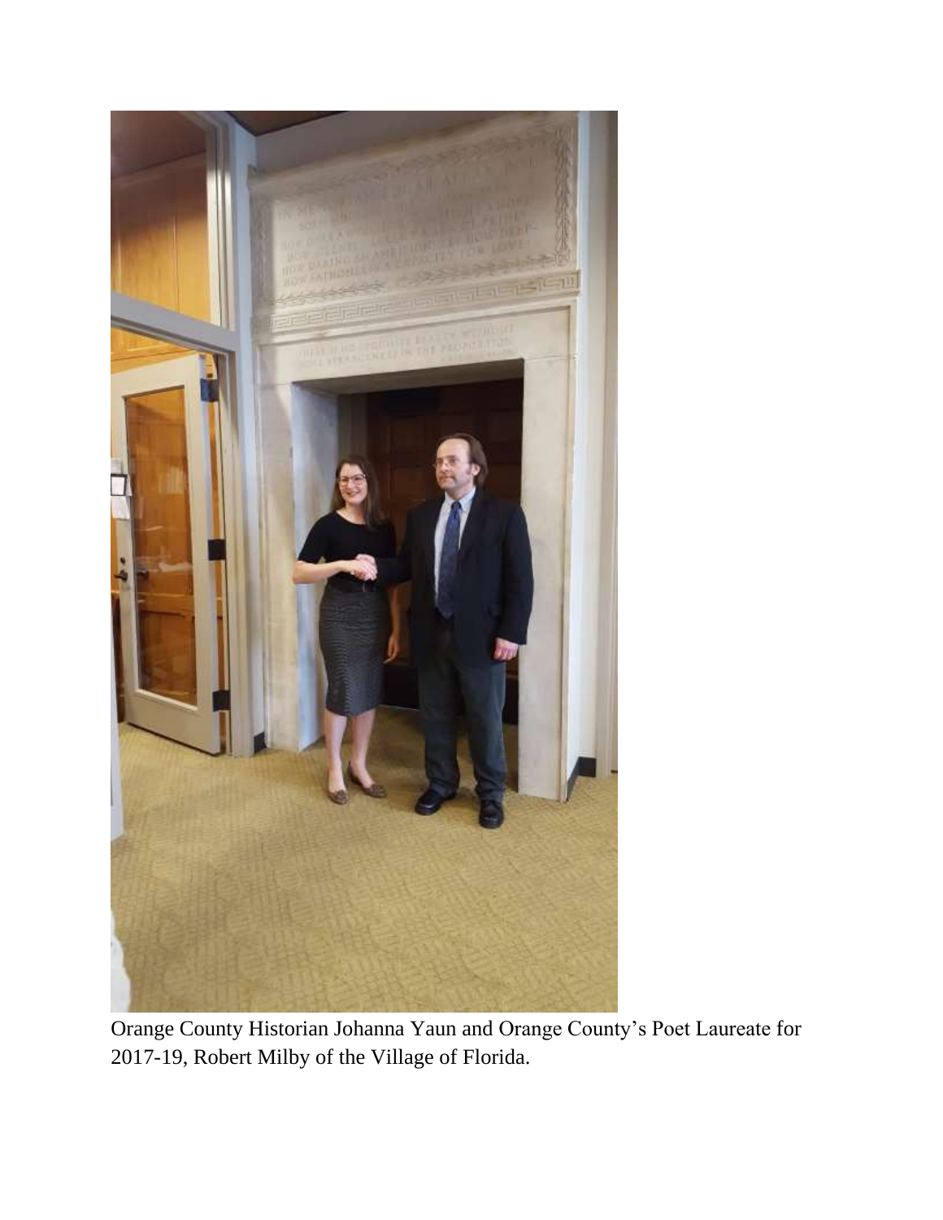Orange County Historian Johanna Yaun and Orange County's Poet Laureate for 2017-19, Robert Milby of the Village of Florida.